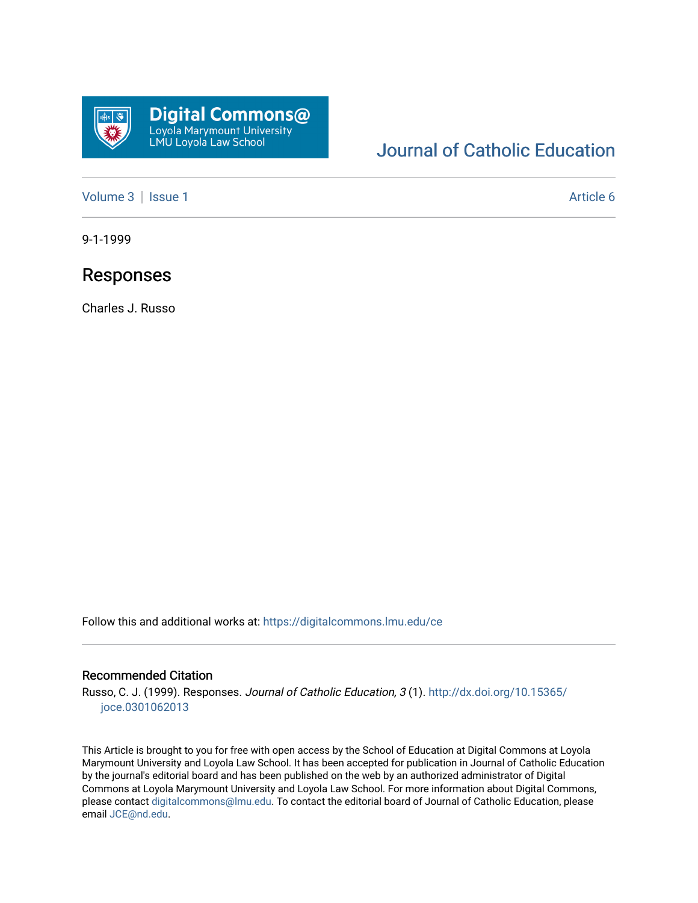Digital Commons@
Loyola Marymount University
LMU Loyola Law School

Journal of Catholic Education

Volume 3 | Issue 1 — Article 6

9-1-1999

# Responses

Charles J. Russo

Follow this and additional works at: https://digitalcommons.lmu.edu/ce

## Recommended Citation

Russo, C. J. (1999). Responses. *Journal of Catholic Education, 3* (1). http://dx.doi.org/10.15365/joce.0301062013

This Article is brought to you for free with open access by the School of Education at Digital Commons at Loyola Marymount University and Loyola Law School. It has been accepted for publication in Journal of Catholic Education by the journal's editorial board and has been published on the web by an authorized administrator of Digital Commons at Loyola Marymount University and Loyola Law School. For more information about Digital Commons, please contact digitalcommons@lmu.edu. To contact the editorial board of Journal of Catholic Education, please email JCE@nd.edu.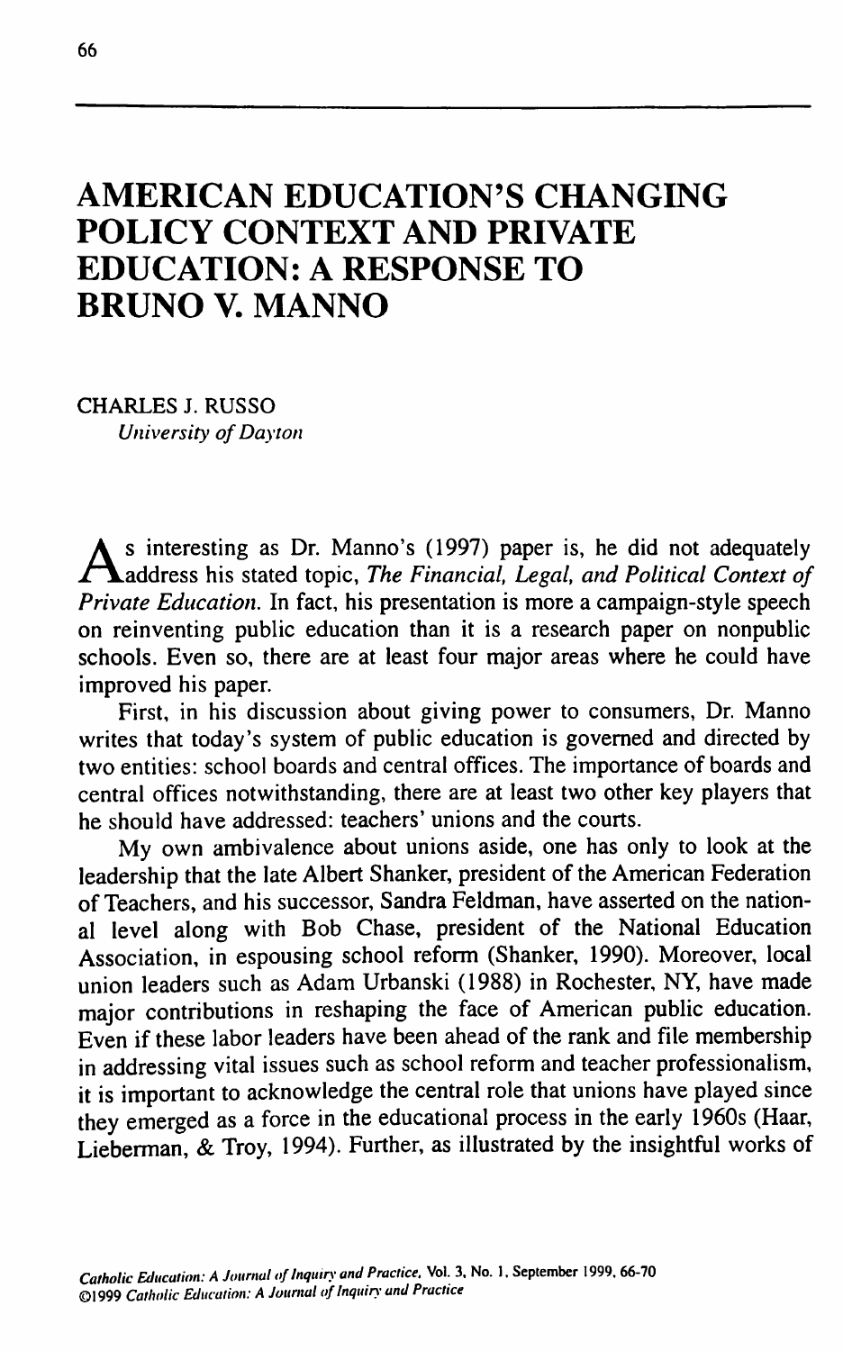# AMERICAN EDUCATION'S CHANGING POLICY CONTEXT AND PRIVATE EDUCATION: A RESPONSE TO BRUNO V. MANNO

CHARLES J. RUSSO
*University of Dayton*

As interesting as Dr. Manno's (1997) paper is, he did not adequately address his stated topic, *The Financial, Legal, and Political Context of Private Education.* In fact, his presentation is more a campaign-style speech on reinventing public education than it is a research paper on nonpublic schools. Even so, there are at least four major areas where he could have improved his paper.

First, in his discussion about giving power to consumers, Dr. Manno writes that today's system of public education is governed and directed by two entities: school boards and central offices. The importance of boards and central offices notwithstanding, there are at least two other key players that he should have addressed: teachers' unions and the courts.

My own ambivalence about unions aside, one has only to look at the leadership that the late Albert Shanker, president of the American Federation of Teachers, and his successor, Sandra Feldman, have asserted on the national level along with Bob Chase, president of the National Education Association, in espousing school reform (Shanker, 1990). Moreover, local union leaders such as Adam Urbanski (1988) in Rochester, NY, have made major contributions in reshaping the face of American public education. Even if these labor leaders have been ahead of the rank and file membership in addressing vital issues such as school reform and teacher professionalism, it is important to acknowledge the central role that unions have played since they emerged as a force in the educational process in the early 1960s (Haar, Lieberman, & Troy, 1994). Further, as illustrated by the insightful works of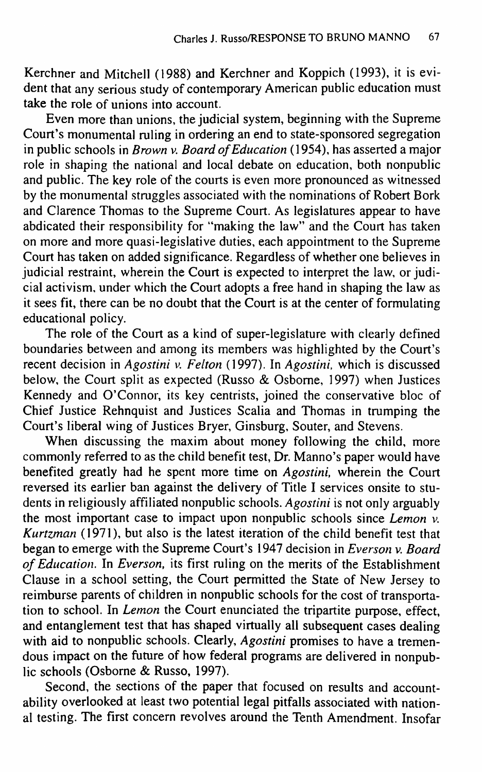Kerchner and Mitchell (1988) and Kerchner and Koppich (1993), it is evident that any serious study of contemporary American public education must take the role of unions into account.

Even more than unions, the judicial system, beginning with the Supreme Court's monumental ruling in ordering an end to state-sponsored segregation in public schools in *Brown v. Board of Education* (1954), has asserted a major role in shaping the national and local debate on education, both nonpublic and public. The key role of the courts is even more pronounced as witnessed by the monumental struggles associated with the nominations of Robert Bork and Clarence Thomas to the Supreme Court. As legislatures appear to have abdicated their responsibility for "making the law" and the Court has taken on more and more quasi-legislative duties, each appointment to the Supreme Court has taken on added significance. Regardless of whether one believes in judicial restraint, wherein the Court is expected to interpret the law, or judicial activism, under which the Court adopts a free hand in shaping the law as it sees fit, there can be no doubt that the Court is at the center of formulating educational policy.

The role of the Court as a kind of super-legislature with clearly defined boundaries between and among its members was highlighted by the Court's recent decision in *Agostini v. Felton* (1997). In *Agostini*, which is discussed below, the Court split as expected (Russo & Osborne, 1997) when Justices Kennedy and O'Connor, its key centrists, joined the conservative bloc of Chief Justice Rehnquist and Justices Scalia and Thomas in trumping the Court's liberal wing of Justices Bryer, Ginsburg, Souter, and Stevens.

When discussing the maxim about money following the child, more commonly referred to as the child benefit test, Dr. Manno's paper would have benefited greatly had he spent more time on *Agostini*, wherein the Court reversed its earlier ban against the delivery of Title I services onsite to students in religiously affiliated nonpublic schools. *Agostini* is not only arguably the most important case to impact upon nonpublic schools since *Lemon v. Kurtzman* (1971), but also is the latest iteration of the child benefit test that began to emerge with the Supreme Court's 1947 decision in *Everson v. Board of Education*. In *Everson*, its first ruling on the merits of the Establishment Clause in a school setting, the Court permitted the State of New Jersey to reimburse parents of children in nonpublic schools for the cost of transportation to school. In *Lemon* the Court enunciated the tripartite purpose, effect, and entanglement test that has shaped virtually all subsequent cases dealing with aid to nonpublic schools. Clearly, *Agostini* promises to have a tremendous impact on the future of how federal programs are delivered in nonpublic schools (Osborne & Russo, 1997).

Second, the sections of the paper that focused on results and accountability overlooked at least two potential legal pitfalls associated with national testing. The first concern revolves around the Tenth Amendment. Insofar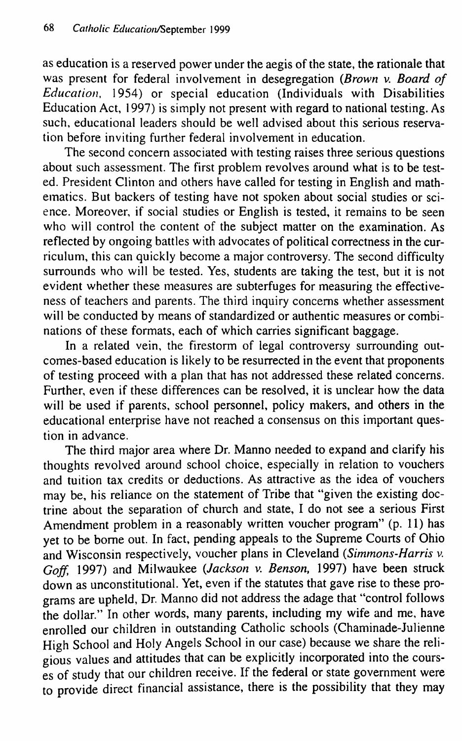as education is a reserved power under the aegis of the state, the rationale that was present for federal involvement in desegregation (*Brown v. Board of Education*, 1954) or special education (Individuals with Disabilities Education Act, 1997) is simply not present with regard to national testing. As such, educational leaders should be well advised about this serious reservation before inviting further federal involvement in education.

The second concern associated with testing raises three serious questions about such assessment. The first problem revolves around what is to be tested. President Clinton and others have called for testing in English and mathematics. But backers of testing have not spoken about social studies or science. Moreover, if social studies or English is tested, it remains to be seen who will control the content of the subject matter on the examination. As reflected by ongoing battles with advocates of political correctness in the curriculum, this can quickly become a major controversy. The second difficulty surrounds who will be tested. Yes, students are taking the test, but it is not evident whether these measures are subterfuges for measuring the effectiveness of teachers and parents. The third inquiry concerns whether assessment will be conducted by means of standardized or authentic measures or combinations of these formats, each of which carries significant baggage.

In a related vein, the firestorm of legal controversy surrounding outcomes-based education is likely to be resurrected in the event that proponents of testing proceed with a plan that has not addressed these related concerns. Further, even if these differences can be resolved, it is unclear how the data will be used if parents, school personnel, policy makers, and others in the educational enterprise have not reached a consensus on this important question in advance.

The third major area where Dr. Manno needed to expand and clarify his thoughts revolved around school choice, especially in relation to vouchers and tuition tax credits or deductions. As attractive as the idea of vouchers may be, his reliance on the statement of Tribe that "given the existing doctrine about the separation of church and state, I do not see a serious First Amendment problem in a reasonably written voucher program" (p. 11) has yet to be borne out. In fact, pending appeals to the Supreme Courts of Ohio and Wisconsin respectively, voucher plans in Cleveland (*Simmons-Harris v. Goff*, 1997) and Milwaukee (*Jackson v. Benson*, 1997) have been struck down as unconstitutional. Yet, even if the statutes that gave rise to these programs are upheld, Dr. Manno did not address the adage that "control follows the dollar." In other words, many parents, including my wife and me, have enrolled our children in outstanding Catholic schools (Chaminade-Julienne High School and Holy Angels School in our case) because we share the religious values and attitudes that can be explicitly incorporated into the courses of study that our children receive. If the federal or state government were to provide direct financial assistance, there is the possibility that they may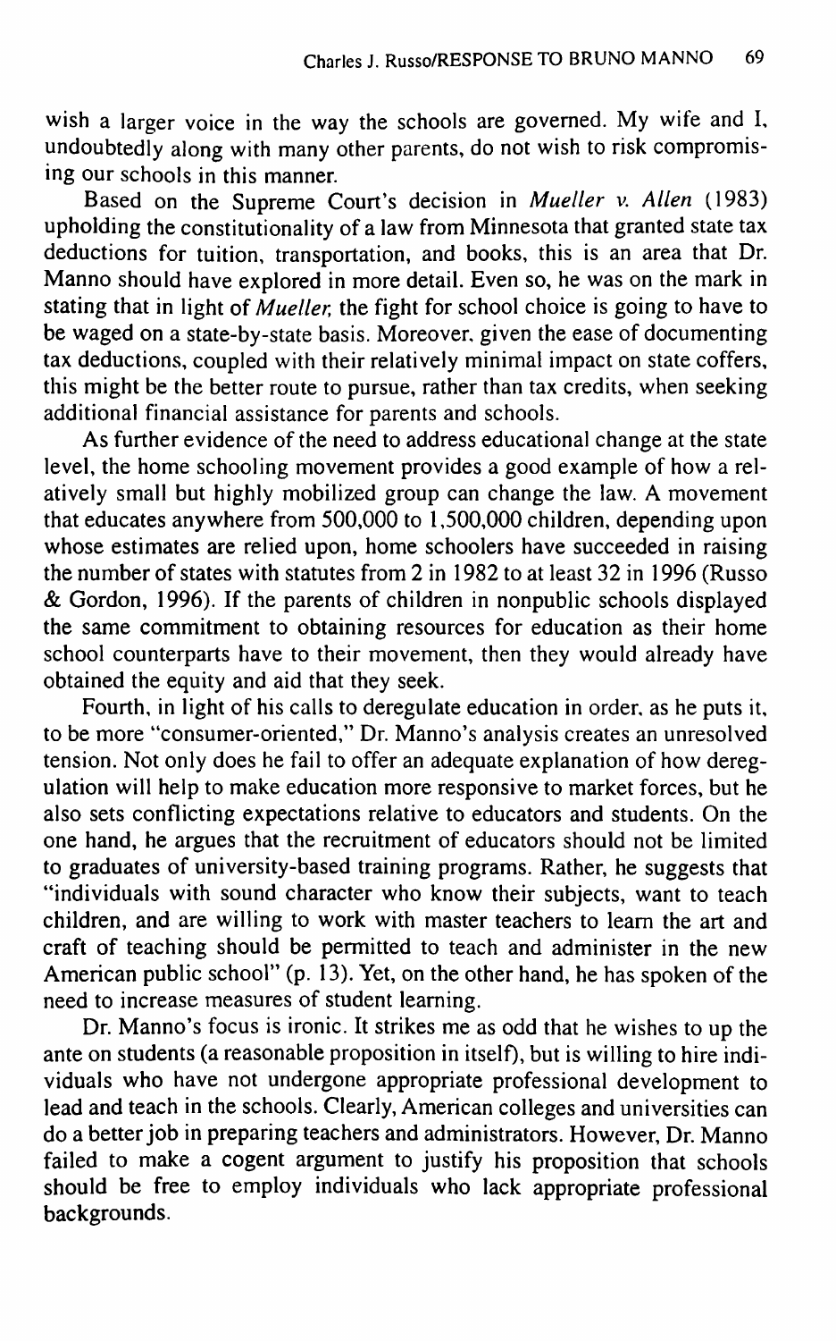wish a larger voice in the way the schools are governed. My wife and I, undoubtedly along with many other parents, do not wish to risk compromising our schools in this manner.

Based on the Supreme Court's decision in *Mueller v. Allen* (1983) upholding the constitutionality of a law from Minnesota that granted state tax deductions for tuition, transportation, and books, this is an area that Dr. Manno should have explored in more detail. Even so, he was on the mark in stating that in light of *Mueller*, the fight for school choice is going to have to be waged on a state-by-state basis. Moreover, given the ease of documenting tax deductions, coupled with their relatively minimal impact on state coffers, this might be the better route to pursue, rather than tax credits, when seeking additional financial assistance for parents and schools.

As further evidence of the need to address educational change at the state level, the home schooling movement provides a good example of how a relatively small but highly mobilized group can change the law. A movement that educates anywhere from 500,000 to 1,500,000 children, depending upon whose estimates are relied upon, home schoolers have succeeded in raising the number of states with statutes from 2 in 1982 to at least 32 in 1996 (Russo & Gordon, 1996). If the parents of children in nonpublic schools displayed the same commitment to obtaining resources for education as their home school counterparts have to their movement, then they would already have obtained the equity and aid that they seek.

Fourth, in light of his calls to deregulate education in order, as he puts it, to be more "consumer-oriented," Dr. Manno's analysis creates an unresolved tension. Not only does he fail to offer an adequate explanation of how deregulation will help to make education more responsive to market forces, but he also sets conflicting expectations relative to educators and students. On the one hand, he argues that the recruitment of educators should not be limited to graduates of university-based training programs. Rather, he suggests that "individuals with sound character who know their subjects, want to teach children, and are willing to work with master teachers to learn the art and craft of teaching should be permitted to teach and administer in the new American public school" (p. 13). Yet, on the other hand, he has spoken of the need to increase measures of student learning.

Dr. Manno's focus is ironic. It strikes me as odd that he wishes to up the ante on students (a reasonable proposition in itself), but is willing to hire individuals who have not undergone appropriate professional development to lead and teach in the schools. Clearly, American colleges and universities can do a better job in preparing teachers and administrators. However, Dr. Manno failed to make a cogent argument to justify his proposition that schools should be free to employ individuals who lack appropriate professional backgrounds.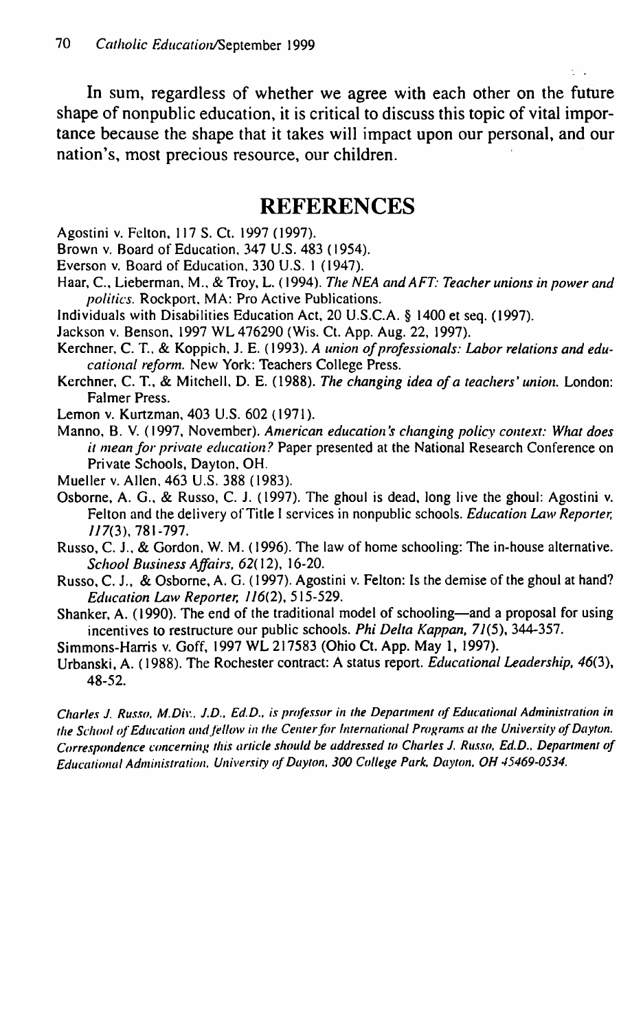In sum, regardless of whether we agree with each other on the future shape of nonpublic education, it is critical to discuss this topic of vital importance because the shape that it takes will impact upon our personal, and our nation's, most precious resource, our children.

## REFERENCES

Agostini v. Felton, 117 S. Ct. 1997 (1997).

Brown v. Board of Education, 347 U.S. 483 (1954).

Everson v. Board of Education, 330 U.S. 1 (1947).

Haar, C., Lieberman, M., & Troy, L. (1994). *The NEA and AFT: Teacher unions in power and politics*. Rockport, MA: Pro Active Publications.

Individuals with Disabilities Education Act, 20 U.S.C.A. § 1400 et seq. (1997).

Jackson v. Benson, 1997 WL 476290 (Wis. Ct. App. Aug. 22, 1997).

Kerchner, C. T., & Koppich, J. E. (1993). *A union of professionals: Labor relations and educational reform*. New York: Teachers College Press.

Kerchner, C. T., & Mitchell, D. E. (1988). *The changing idea of a teachers' union*. London: Falmer Press.

Lemon v. Kurtzman, 403 U.S. 602 (1971).

Manno, B. V. (1997, November). *American education's changing policy context: What does it mean for private education?* Paper presented at the National Research Conference on Private Schools, Dayton, OH.

Mueller v. Allen, 463 U.S. 388 (1983).

Osborne, A. G., & Russo, C. J. (1997). The ghoul is dead, long live the ghoul: Agostini v. Felton and the delivery of Title I services in nonpublic schools. *Education Law Reporter, 117*(3), 781-797.

Russo, C. J., & Gordon, W. M. (1996). The law of home schooling: The in-house alternative. *School Business Affairs, 62*(12), 16-20.

Russo, C. J., & Osborne, A. G. (1997). Agostini v. Felton: Is the demise of the ghoul at hand? *Education Law Reporter, 116*(2), 515-529.

Shanker, A. (1990). The end of the traditional model of schooling—and a proposal for using incentives to restructure our public schools. *Phi Delta Kappan, 71*(5), 344-357.

Simmons-Harris v. Goff, 1997 WL 217583 (Ohio Ct. App. May 1, 1997).

Urbanski, A. (1988). The Rochester contract: A status report. *Educational Leadership, 46*(3), 48-52.

*Charles J. Russo, M.Div., J.D., Ed.D., is professor in the Department of Educational Administration in the School of Education and fellow in the Center for International Programs at the University of Dayton. Correspondence concerning this article should be addressed to Charles J. Russo, Ed.D., Department of Educational Administration, University of Dayton, 300 College Park, Dayton, OH 45469-0534.*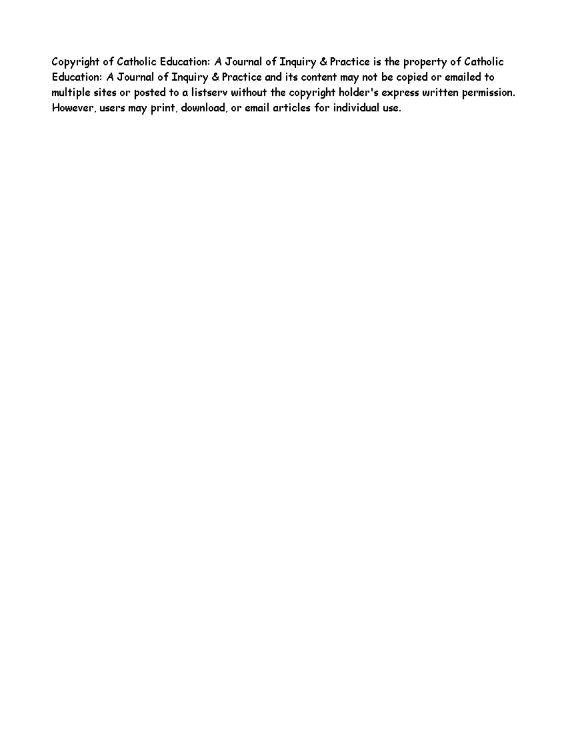Copyright of Catholic Education: A Journal of Inquiry & Practice is the property of Catholic Education: A Journal of Inquiry & Practice and its content may not be copied or emailed to multiple sites or posted to a listserv without the copyright holder's express written permission. However, users may print, download, or email articles for individual use.